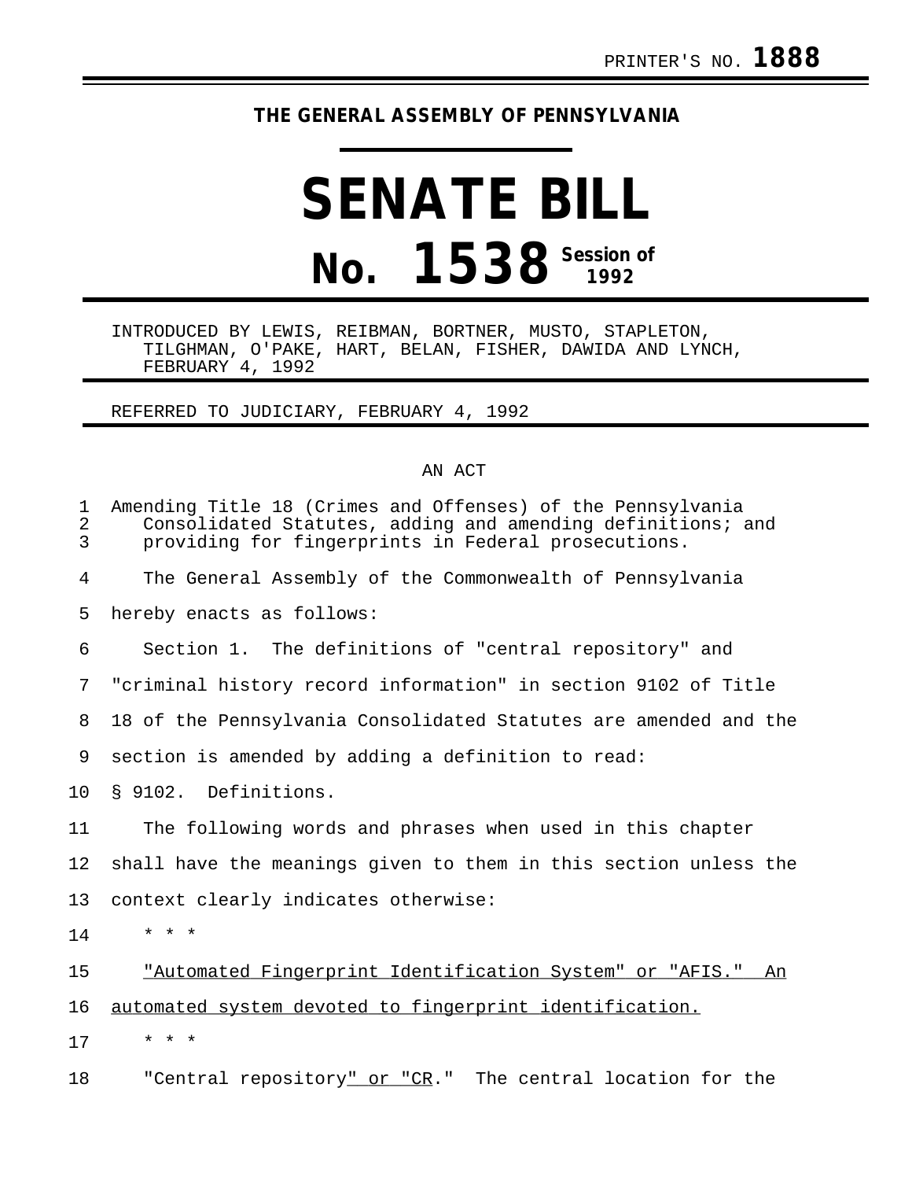PRINTER'S NO. **1888**

**THE GENERAL ASSEMBLY OF PENNSYLVANIA**

# SENATE BILL

# No. 1538 Session of 1992

INTRODUCED BY LEWIS, REIBMAN, BORTNER, MUSTO, STAPLETON, TILGHMAN, O'PAKE, HART, BELAN, FISHER, DAWIDA AND LYNCH, FEBRUARY 4, 1992

REFERRED TO JUDICIARY, FEBRUARY 4, 1992

AN ACT

Amending Title 18 (Crimes and Offenses) of the Pennsylvania Consolidated Statutes, adding and amending definitions; and providing for fingerprints in Federal prosecutions.

The General Assembly of the Commonwealth of Pennsylvania hereby enacts as follows:

Section 1. The definitions of "central repository" and "criminal history record information" in section 9102 of Title 18 of the Pennsylvania Consolidated Statutes are amended and the section is amended by adding a definition to read:

§ 9102. Definitions.

The following words and phrases when used in this chapter shall have the meanings given to them in this section unless the context clearly indicates otherwise:

* * *

<u>"Automated Fingerprint Identification System" or "AFIS." An automated system devoted to fingerprint identification.</u>

* * *

"Central repository<u>" or "CR</u>." The central location for the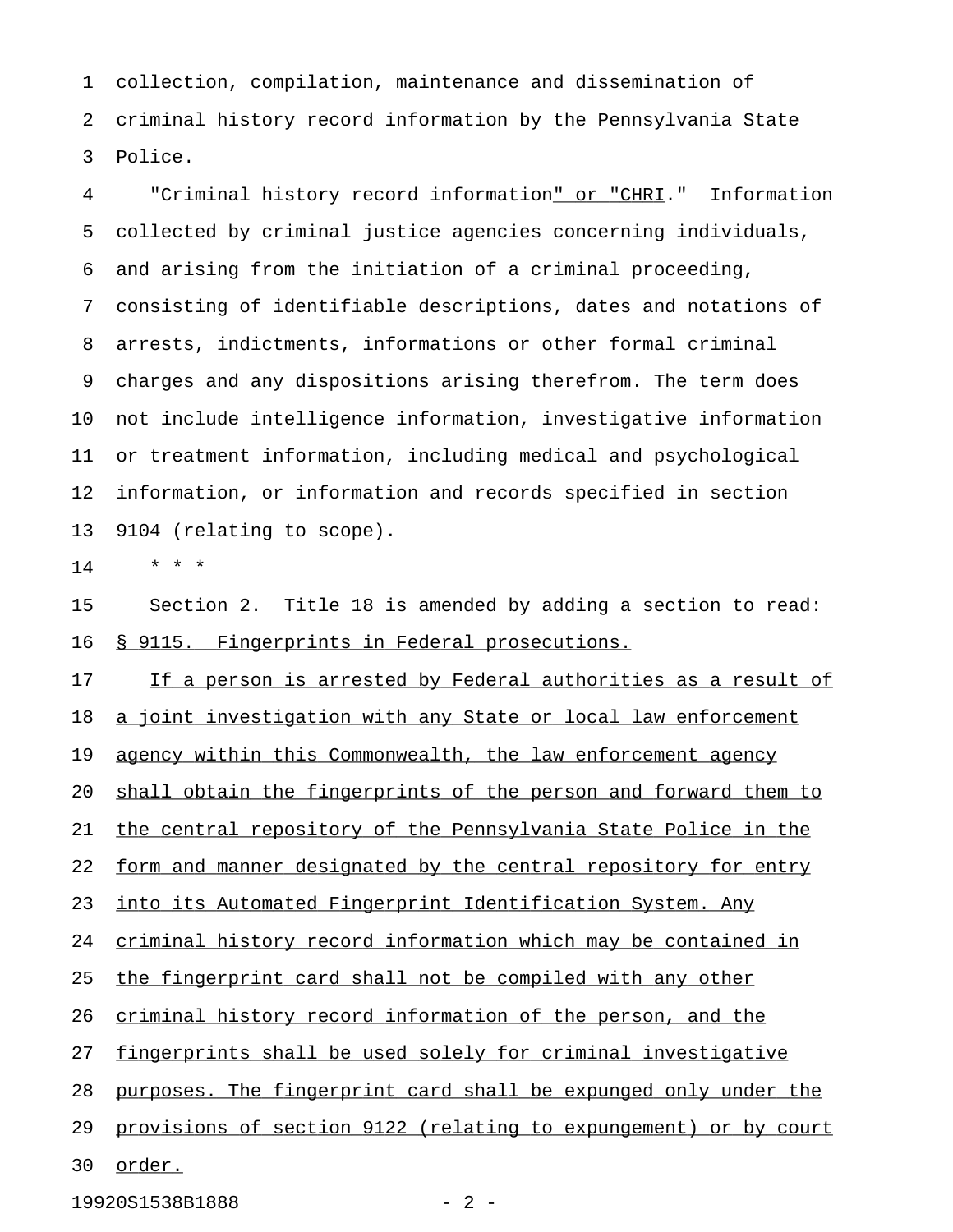collection, compilation, maintenance and dissemination of criminal history record information by the Pennsylvania State Police.

"Criminal history record information" or "CHRI." Information collected by criminal justice agencies concerning individuals, and arising from the initiation of a criminal proceeding, consisting of identifiable descriptions, dates and notations of arrests, indictments, informations or other formal criminal charges and any dispositions arising therefrom. The term does not include intelligence information, investigative information or treatment information, including medical and psychological information, or information and records specified in section 9104 (relating to scope).

\* \* \*

Section 2. Title 18 is amended by adding a section to read:

§ 9115. Fingerprints in Federal prosecutions.

If a person is arrested by Federal authorities as a result of a joint investigation with any State or local law enforcement agency within this Commonwealth, the law enforcement agency shall obtain the fingerprints of the person and forward them to the central repository of the Pennsylvania State Police in the form and manner designated by the central repository for entry into its Automated Fingerprint Identification System. Any criminal history record information which may be contained in the fingerprint card shall not be compiled with any other criminal history record information of the person, and the fingerprints shall be used solely for criminal investigative purposes. The fingerprint card shall be expunged only under the provisions of section 9122 (relating to expungement) or by court order.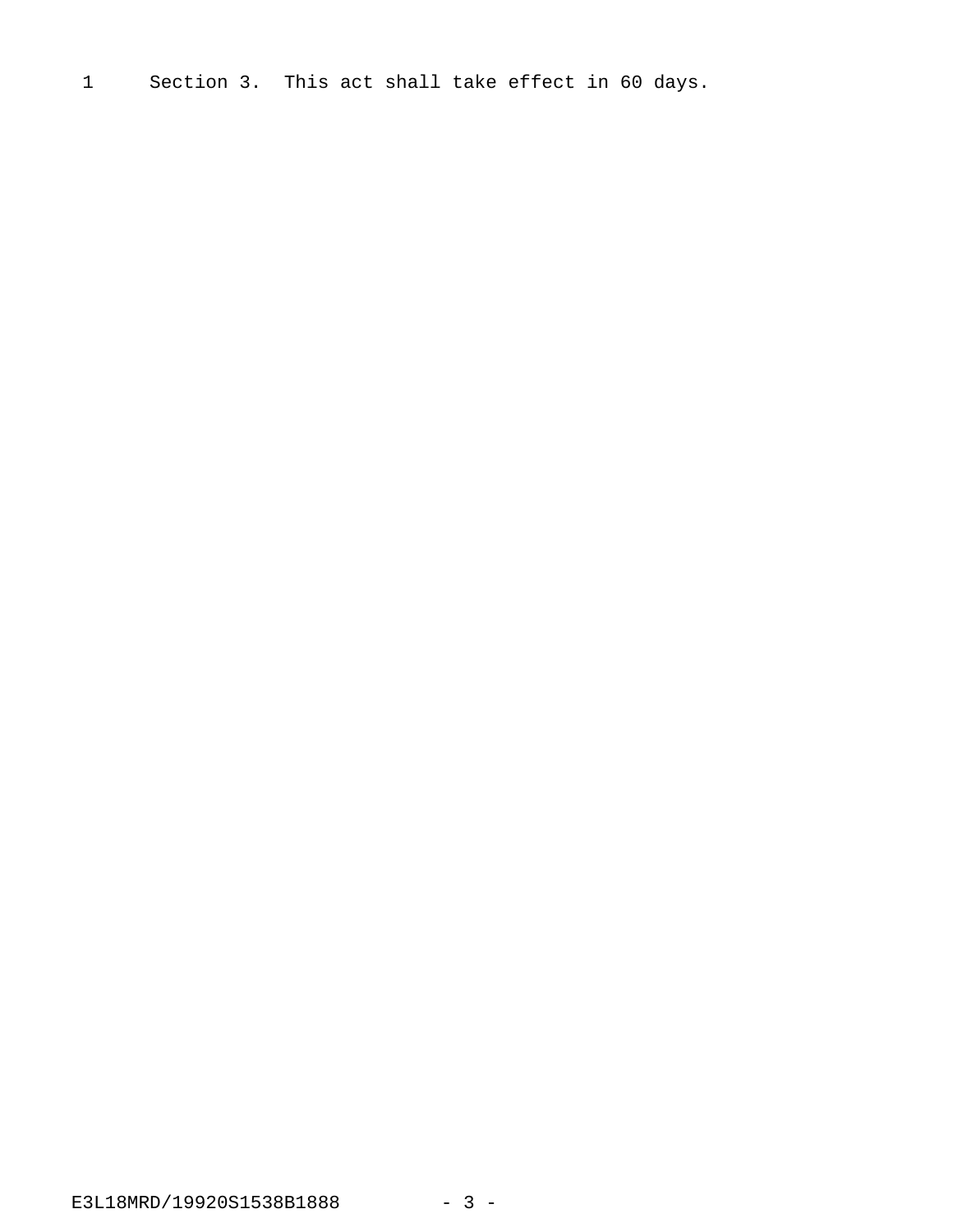Section 3. This act shall take effect in 60 days.